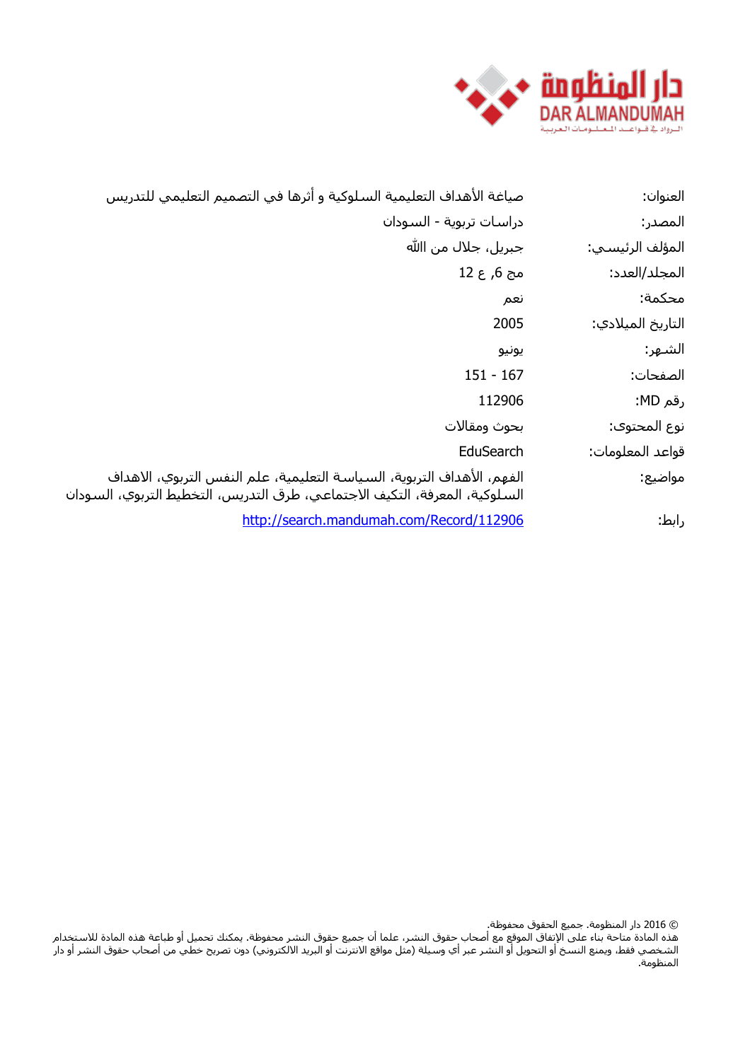| | |
|---|---|
| العنوان: | صياغة الأهداف التعليمية السلوكية و أثرها في التصميم التعليمي للتدريس |
| المصدر: | دراسات تربوية - السودان |
| المؤلف الرئيسي: | جبريل، جلال من الله |
| المجلد/العدد: | مج 6, ع 12 |
| محكمة: | نعم |
| التاريخ الميلادي: | 2005 |
| الشهر: | يونيو |
| الصفحات: | 151 - 167 |
| رقم MD: | 112906 |
| نوع المحتوى: | بحوث ومقالات |
| قواعد المعلومات: | EduSearch |
| مواضيع: | الفهم، الأهداف التربوية، السياسة التعليمية، علم النفس التربوي، الاهداف السلوكية، المعرفة، التكيف الاجتماعي، طرق التدريس، التخطيط التربوي، السودان |
| رابط: | http://search.mandumah.com/Record/112906 |

© 2016 دار المنظومة. جميع الحقوق محفوظة.
هذه المادة متاحة بناء على الإتفاق الموقع مع أصحاب حقوق النشر، علما أن جميع حقوق النشر محفوظة. يمكنك تحميل أو طباعة هذه المادة للاستخدام الشخصي فقط، ويمنع النسخ أو التحويل أو النشر عبر أي وسيلة (مثل مواقع الانترنت أو البريد الالكتروني) دون تصريح خطي من أصحاب حقوق النشر أو دار المنظومة.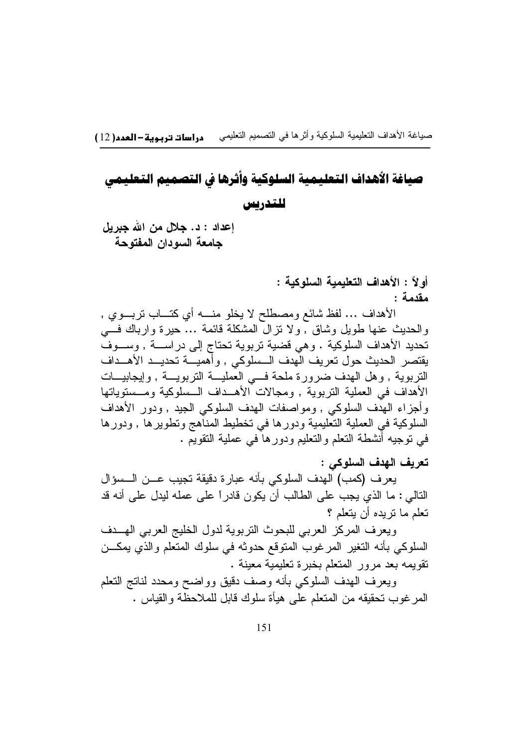# صياغة الأهداف التعليمية السلوكية وأثرها في التصميم التعليمي للتدريس

**إعداد : د. جلال من الله جبريل**
**جامعة السودان المفتوحة**

## أولاً : الأهداف التعليمية السلوكية :

### مقدمة :

الأهداف ... لفظ شائع ومصطلح لا يخلو منه أي كتاب تربوي , والحديث عنها طويل وشاق , ولا تزال المشكلة قائمة ... حيرة وارباك في تحديد الأهداف السلوكية . وهي قضية تربوية تحتاج إلى دراسة , وسوف يقتصر الحديث حول تعريف الهدف السلوكي , وأهمية تحديد الأهداف التربوية , وهل الهدف ضرورة ملحة في العملية التربوية , وإيجابيات الأهداف في العملية التربوية , ومجالات الأهداف السلوكية ومستوياتها وأجزاء الهدف السلوكي , ومواصفات الهدف السلوكي الجيد , ودور الأهداف السلوكية في العملية التعليمية ودورها في تخطيط المناهج وتطويرها , ودورها في توجيه أنشطة التعلم والتعليم ودورها في عملية التقويم .

### تعريف الهدف السلوكي :

يعرف (كمب) الهدف السلوكي بأنه عبارة دقيقة تجيب عن السؤال التالي : ما الذي يجب على الطالب أن يكون قادراً على عمله ليدل على أنه قد تعلم ما تريده أن يتعلم ؟

ويعرف المركز العربي للبحوث التربوية لدول الخليج العربي الهدف السلوكي بأنه التغير المرغوب المتوقع حدوثه في سلوك المتعلم والذي يمكن تقويمه بعد مرور المتعلم بخبرة تعليمية معينة .

ويعرف الهدف السلوكي بأنه وصف دقيق وواضح ومحدد لناتج التعلم المرغوب تحقيقه من المتعلم على هيأة سلوك قابل للملاحظة والقياس .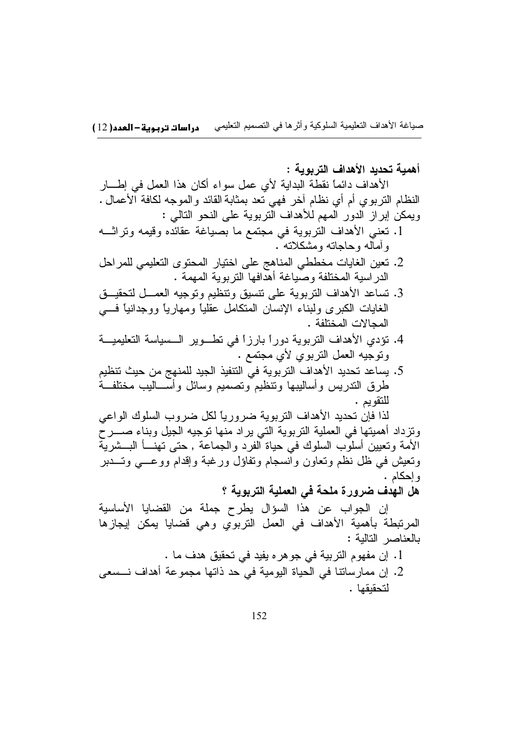**أهمية تحديد الأهداف التربوية :**

الأهداف دائماً نقطة البداية لأي عمل سواء أكان هذا العمل في إطار النظام التربوي أم أي نظام آخر فهي تعد بمثابة القائد والموجه لكافة الأعمال . ويمكن إبراز الدور المهم للأهداف التربوية على النحو التالي :

1. تعني الأهداف التربوية في مجتمع ما بصياغة عقائده وقيمه وتراثه وآماله وحاجاته ومشكلاته .
2. تعين الغايات مخططي المناهج على اختيار المحتوى التعليمي للمراحل الدراسية المختلفة وصياغة أهدافها التربوية المهمة .
3. تساعد الأهداف التربوية على تنسيق وتنظيم وتوجيه العمل لتحقيق الغايات الكبرى ولبناء الإنسان المتكامل عقلياً ومهارياً ووجدانياً في المجالات المختلفة .
4. تؤدي الأهداف التربوية دوراً بارزاً في تطوير السياسة التعليمية وتوجيه العمل التربوي لأي مجتمع .
5. يساعد تحديد الأهداف التربوية في التنفيذ الجيد للمنهج من حيث تنظيم طرق التدريس وأساليبها وتنظيم وتصميم وسائل وأساليب مختلفة للتقويم .

لذا فإن تحديد الأهداف التربوية ضرورياً لكل ضروب السلوك الواعي وتزداد أهميتها في العملية التربوية التي يراد منها توجيه الجيل وبناء صرح الأمة وتعيين أسلوب السلوك في حياة الفرد والجماعة , حتى تهنأ البشرية وتعيش في ظل نظم وتعاون وانسجام وتفاؤل ورغبة وإقدام ووعي وتدبر وإحكام .

**هل الهدف ضرورة ملحة في العملية التربوية ؟**

إن الجواب عن هذا السؤال يطرح جملة من القضايا الأساسية المرتبطة بأهمية الأهداف في العمل التربوي وهي قضايا يمكن إيجازها بالعناصر التالية :

1. إن مفهوم التربية في جوهره يفيد في تحقيق هدف ما .
2. إن ممارساتنا في الحياة اليومية في حد ذاتها مجموعة أهداف نسعى لتحقيقها .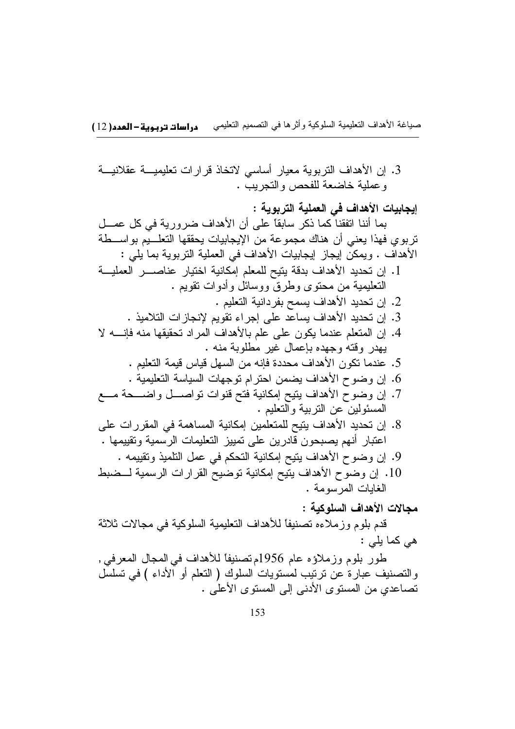3. إن الأهداف التربوية معيار أساسي لاتخاذ قرارات تعليمية عقلانية وعملية خاضعة للفحص والتجريب .

**إيجابيات الأهداف في العملية التربوية :**

بما أننا اتفقنا كما ذكر سابقاً على أن الأهداف ضرورية في كل عمل تربوي فهذا يعني أن هناك مجموعة من الإيجابيات يحققها التعليم بواسطة الأهداف . ويمكن إيجاز إيجابيات الأهداف في العملية التربوية بما يلي :

1. إن تحديد الأهداف بدقة يتيح للمعلم إمكانية اختيار عناصر العملية التعليمية من محتوى وطرق ووسائل وأدوات تقويم .
2. إن تحديد الأهداف يسمح بفردانية التعليم .
3. إن تحديد الأهداف يساعد على إجراء تقويم لإنجازات التلاميذ .
4. إن المتعلم عندما يكون على علم بالأهداف المراد تحقيقها منه فإنه لا يهدر وقته وجهده بإعمال غير مطلوبة منه .
5. عندما تكون الأهداف محددة فإنه من السهل قياس قيمة التعليم .
6. إن وضوح الأهداف يضمن احترام توجهات السياسة التعليمية .
7. إن وضوح الأهداف يتيح إمكانية فتح قنوات تواصل واضحة مع المسئولين عن التربية والتعليم .
8. إن تحديد الأهداف يتيح للمتعلمين إمكانية المساهمة في المقررات على اعتبار أنهم يصبحون قادرين على تمييز التعليمات الرسمية وتقييمها .
9. إن وضوح الأهداف يتيح إمكانية التحكم في عمل التلميذ وتقييمه .
10. إن وضوح الأهداف يتيح إمكانية توضيح القرارات الرسمية لضبط الغايات المرسومة .

**مجالات الأهداف السلوكية :**

قدم بلوم وزملاءه تصنيفاً للأهداف التعليمية السلوكية في مجالات ثلاثة هي كما يلي :

طور بلوم وزملاؤه عام 1956م تصنيفاً للأهداف في المجال المعرفي, والتصنيف عبارة عن ترتيب لمستويات السلوك ( التعلم أو الأداء ) في تسلسل تصاعدي من المستوى الأدنى إلى المستوى الأعلى .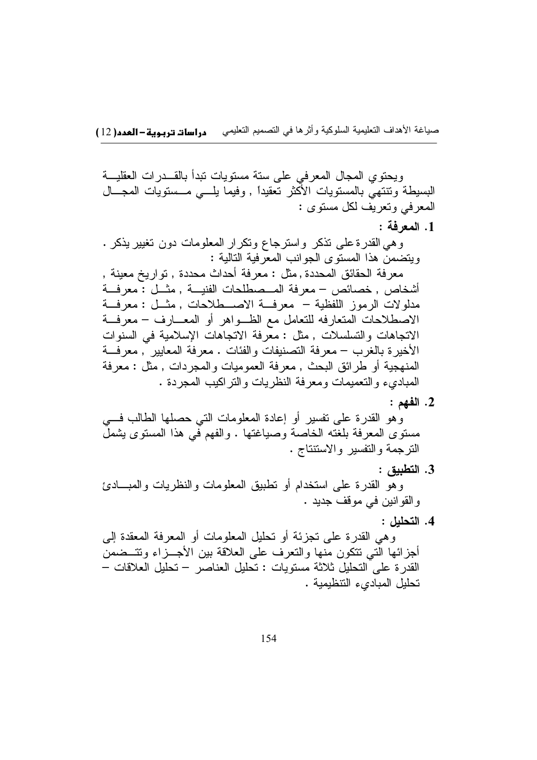ويحتوي المجال المعرفي على ستة مستويات تبدأ بالقدرات العقلية البسيطة وتنتهي بالمستويات الأكثر تعقيداً , وفيما يلي مستويات المجال المعرفي وتعريف لكل مستوى :

1. **المعرفة :**

وهي القدرة على تذكر واسترجاع وتكرار المعلومات دون تغيير يذكر . ويتضمن هذا المستوى الجوانب المعرفية التالية :

معرفة الحقائق المحددة , مثل : معرفة أحداث محددة , تواريخ معينة , أشخاص , خصائص – معرفة المصطلحات الفنية , مثل : معرفة مدلولات الرموز اللفظية – معرفة الاصطلاحات , مثل : معرفة الاصطلاحات المتعارفه للتعامل مع الظواهر أو المعارف – معرفة الاتجاهات والتسلسلات , مثل : معرفة الاتجاهات الإسلامية في السنوات الأخيرة بالغرب – معرفة التصنيفات والفئات . معرفة المعايير , معرفة المنهجية أو طرائق البحث , معرفة العموميات والمجردات , مثل : معرفة المباديء والتعميمات ومعرفة النظريات والتراكيب المجردة .

2. **الفهم :**

وهو القدرة على تفسير أو إعادة المعلومات التي حصلها الطالب في مستوى المعرفة بلغته الخاصة وصياغتها . والفهم في هذا المستوى يشمل الترجمة والتفسير والاستنتاج .

3. **التطبيق :**

وهو القدرة على استخدام أو تطبيق المعلومات والنظريات والمبادئ والقوانين في موقف جديد .

4. **التحليل :**

وهي القدرة على تجزئة أو تحليل المعلومات أو المعرفة المعقدة إلى أجزائها التي تتكون منها والتعرف على العلاقة بين الأجزاء وتتضمن القدرة على التحليل ثلاثة مستويات : تحليل العناصر – تحليل العلاقات – تحليل المباديء التنظيمية .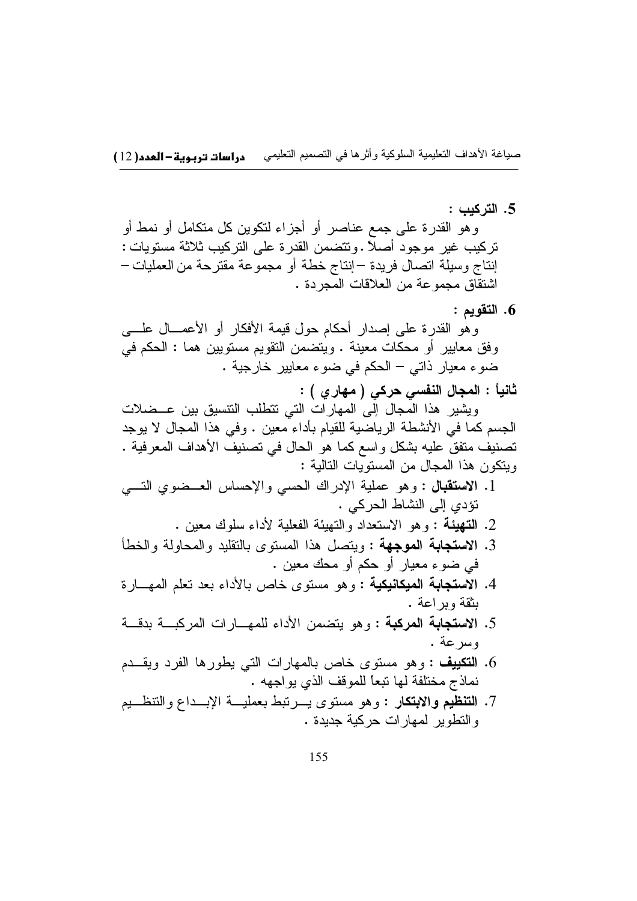5. **التركيب :**

وهو القدرة على جمع عناصر أو أجزاء لتكوين كل متكامل أو نمط أو تركيب غير موجود أصلاً . وتتضمن القدرة على التركيب ثلاثة مستويات : إنتاج وسيلة اتصال فريدة – إنتاج خطة أو مجموعة مقترحة من العمليات – اشتقاق مجموعة من العلاقات المجردة .

6. **التقويم :**

وهو القدرة على إصدار أحكام حول قيمة الأفكار أو الأعمال على وفق معايير أو محكات معينة . ويتضمن التقويم مستويين هما : الحكم في ضوء معيار ذاتي – الحكم في ضوء معايير خارجية .

**ثانياً : المجال النفسي حركي ( مهاري ) :**

ويشير هذا المجال إلى المهارات التي تتطلب التنسيق بين عضلات الجسم كما في الأنشطة الرياضية للقيام بأداء معين . وفي هذا المجال لا يوجد تصنيف متفق عليه بشكل واسع كما هو الحال في تصنيف الأهداف المعرفية . ويتكون هذا المجال من المستويات التالية :

1. **الاستقبال** : وهو عملية الإدراك الحسي والإحساس العضوي التي تؤدي إلى النشاط الحركي .
2. **التهيئة** : وهو الاستعداد والتهيئة الفعلية لأداء سلوك معين .
3. **الاستجابة الموجهة** : ويتصل هذا المستوى بالتقليد والمحاولة والخطأ في ضوء معيار أو حكم أو محك معين .
4. **الاستجابة الميكانيكية** : وهو مستوى خاص بالأداء بعد تعلم المهارة بثقة وبراعة .
5. **الاستجابة المركبة** : وهو يتضمن الأداء للمهارات المركبة بدقة وسرعة .
6. **التكييف** : وهو مستوى خاص بالمهارات التي يطورها الفرد ويقدم نماذج مختلفة لها تبعاً للموقف الذي يواجهه .
7. **التنظيم والابتكار** : وهو مستوى يرتبط بعملية الإبداع والتنظيم والتطوير لمهارات حركية جديدة .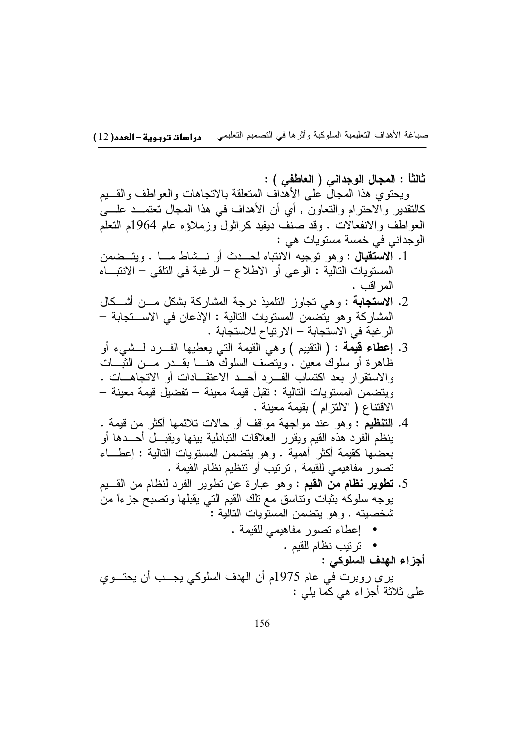**ثالثاً : المجال الوجداني ( العاطفي ) :**

ويحتوي هذا المجال على الأهداف المتعلقة بالاتجاهات والعواطف والقيم كالتقدير والاحترام والتعاون , أي أن الأهداف في هذا المجال تعتمد على العواطف والانفعالات . وقد صنف ديفيد كراثول وزملاؤه عام 1964م التعلم الوجداني في خمسة مستويات هي :

1. **الاستقبال** : وهو توجيه الانتباه لحدث أو نشاط ما . ويتضمن المستويات التالية : الوعي أو الاطلاع – الرغبة في التلقي – الانتباه المراقب .
2. **الاستجابة** : وهي تجاوز التلميذ درجة المشاركة بشكل من أشكال المشاركة وهو يتضمن المستويات التالية : الإذعان في الاستجابة – الرغبة في الاستجابة – الارتياح للاستجابة .
3. **إعطاء قيمة** : ( التقييم ) وهي القيمة التي يعطيها الفرد لشيء أو ظاهرة أو سلوك معين . ويتصف السلوك هنا بقدر من الثبات والاستقرار بعد اكتساب الفرد أحد الاعتقادات أو الاتجاهات . ويتضمن المستويات التالية : تقبل قيمة معينة – تفضيل قيمة معينة – الاقتناع ( الالتزام ) بقيمة معينة .
4. **التنظيم** : وهو عند مواجهة مواقف أو حالات تلائمها أكثر من قيمة . ينظم الفرد هذه القيم ويقرر العلاقات التبادلية بينها ويقبل أحدها أو بعضها كقيمة أكثر أهمية . وهو يتضمن المستويات التالية : إعطاء تصور مفاهيمي للقيمة , ترتيب أو تنظيم نظام القيمة .
5. **تطوير نظام من القيم** : وهو عبارة عن تطوير الفرد لنظام من القيم يوجه سلوكه بثبات وتناسق مع تلك القيم التي يقبلها وتصبح جزءاً من شخصيته . وهو يتضمن المستويات التالية :
   - إعطاء تصور مفاهيمي للقيمة .
   - ترتيب نظام للقيم .

**أجزاء الهدف السلوكي :**

يرى روبرت في عام 1975م أن الهدف السلوكي يجب أن يحتوي على ثلاثة أجزاء هي كما يلي :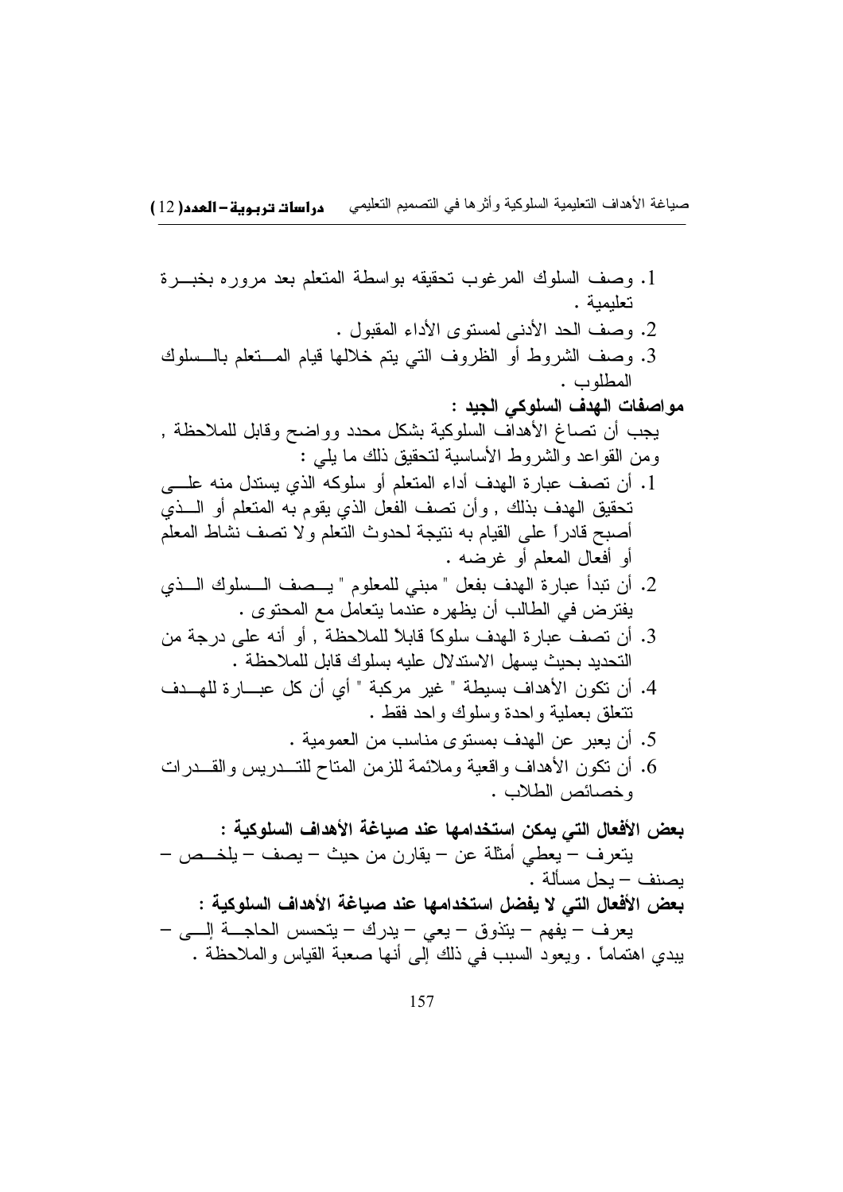1. وصف السلوك المرغوب تحقيقه بواسطة المتعلم بعد مروره بخبرة تعليمية .
2. وصف الحد الأدنى لمستوى الأداء المقبول .
3. وصف الشروط أو الظروف التي يتم خلالها قيام المتعلم بالسلوك المطلوب .

**مواصفات الهدف السلوكي الجيد :**

يجب أن تصاغ الأهداف السلوكية بشكل محدد وواضح وقابل للملاحظة , ومن القواعد والشروط الأساسية لتحقيق ذلك ما يلي :

1. أن تصف عبارة الهدف أداء المتعلم أو سلوكه الذي يستدل منه على تحقيق الهدف بذلك , وأن تصف الفعل الذي يقوم به المتعلم أو الذي أصبح قادراً على القيام به نتيجة لحدوث التعلم ولا تصف نشاط المعلم أو أفعال المعلم أو غرضه .
2. أن تبدأ عبارة الهدف بفعل " مبني للمعلوم " يصف السلوك الذي يفترض في الطالب أن يظهره عندما يتعامل مع المحتوى .
3. أن تصف عبارة الهدف سلوكاً قابلاً للملاحظة , أو أنه على درجة من التحديد بحيث يسهل الاستدلال عليه بسلوك قابل للملاحظة .
4. أن تكون الأهداف بسيطة " غير مركبة " أي أن كل عبارة للهدف تتعلق بعملية واحدة وسلوك واحد فقط .
5. أن يعبر عن الهدف بمستوى مناسب من العمومية .
6. أن تكون الأهداف واقعية وملائمة للزمن المتاح للتدريس والقدرات وخصائص الطلاب .

**بعض الأفعال التي يمكن استخدامها عند صياغة الأهداف السلوكية :**

يتعرف – يعطي أمثلة عن – يقارن من حيث – يصف – يلخص – يصنف – يحل مسألة .

**بعض الأفعال التي لا يفضل استخدامها عند صياغة الأهداف السلوكية :**

يعرف – يفهم – يتذوق – يعي – يدرك – يتحسس الحاجة إلى – يبدي اهتماماً . ويعود السبب في ذلك إلى أنها صعبة القياس والملاحظة .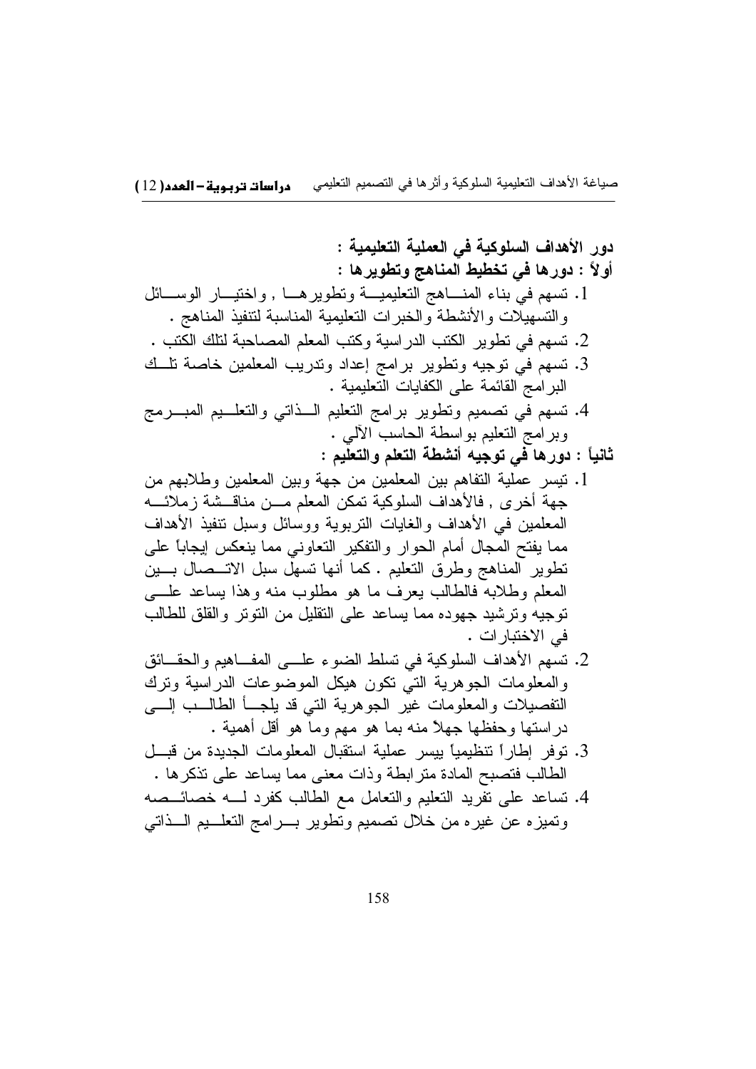**دور الأهداف السلوكية في العملية التعليمية :**

**أولاً : دورها في تخطيط المناهج وتطويرها :**

1. تسهم في بناء المناهج التعليمية وتطويرها , واختيار الوسائل والتسهيلات والأنشطة والخبرات التعليمية المناسبة لتنفيذ المناهج .
2. تسهم في تطوير الكتب الدراسية وكتب المعلم المصاحبة لتلك الكتب .
3. تسهم في توجيه وتطوير برامج إعداد وتدريب المعلمين خاصة تلك البرامج القائمة على الكفايات التعليمية .
4. تسهم في تصميم وتطوير برامج التعليم الذاتي والتعليم المبرمج وبرامج التعليم بواسطة الحاسب الآلي .

**ثانياً : دورها في توجيه أنشطة التعلم والتعليم :**

1. تيسر عملية التفاهم بين المعلمين من جهة وبين المعلمين وطلابهم من جهة أخرى , فالأهداف السلوكية تمكن المعلم من مناقشة زملائه المعلمين في الأهداف والغايات التربوية ووسائل وسبل تنفيذ الأهداف مما يفتح المجال أمام الحوار والتفكير التعاوني مما ينعكس إيجاباً على تطوير المناهج وطرق التعليم . كما أنها تسهل سبل الاتصال بين المعلم وطلابه فالطالب يعرف ما هو مطلوب منه وهذا يساعد على توجيه وترشيد جهوده مما يساعد على التقليل من التوتر والقلق للطالب في الاختبارات .
2. تسهم الأهداف السلوكية في تسلط الضوء على المفاهيم والحقائق والمعلومات الجوهرية التي تكون هيكل الموضوعات الدراسية وترك التفصيلات والمعلومات غير الجوهرية التي قد يلجأ الطالب إلى دراستها وحفظها جهلاً منه بما هو مهم وما هو أقل أهمية .
3. توفر إطاراً تنظيمياً ييسر عملية استقبال المعلومات الجديدة من قبل الطالب فتصبح المادة مترابطة وذات معنى مما يساعد على تذكرها .
4. تساعد على تفريد التعليم والتعامل مع الطالب كفرد له خصائصه وتميزه عن غيره من خلال تصميم وتطوير برامج التعليم الذاتي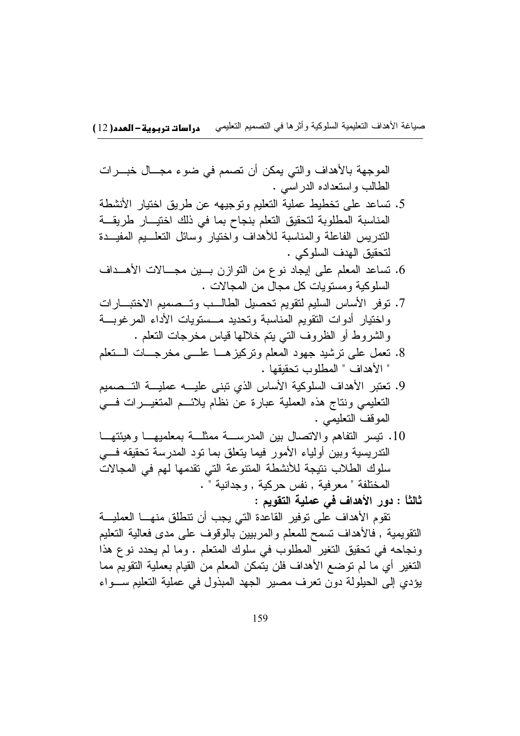الموجهة بالأهداف والتي يمكن أن تصمم في ضوء مجال خبرات الطالب واستعداده الدراسي .

5. تساعد على تخطيط عملية التعليم وتوجيهه عن طريق اختيار الأنشطة المناسبة المطلوبة لتحقيق التعلم بنجاح بما في ذلك اختيار طريقة التدريس الفاعلة والمناسبة للأهداف واختيار وسائل التعليم المفيدة لتحقيق الهدف السلوكي .
6. تساعد المعلم على إيجاد نوع من التوازن بين مجالات الأهداف السلوكية ومستويات كل مجال من المجالات .
7. توفر الأساس السليم لتقويم تحصيل الطالب وتصميم الاختبارات واختيار أدوات التقويم المناسبة وتحديد مستويات الأداء المرغوبة والشروط أو الظروف التي يتم خلالها قياس مخرجات التعلم .
8. تعمل على ترشيد جهود المعلم وتركيزها على مخرجات التعلم " الأهداف " المطلوب تحقيقها .
9. تعتبر الأهداف السلوكية الأساس الذي تبنى عليه عملية التصميم التعليمي ونتاج هذه العملية عبارة عن نظام يلائم المتغيرات في الموقف التعليمي .
10. تيسر التفاهم والاتصال بين المدرسة ممثلة بمعلميها وهيئتها التدريسية وبين أولياء الأمور فيما يتعلق بما تود المدرسة تحقيقه في سلوك الطلاب نتيجة للأنشطة المتنوعة التي تقدمها لهم في المجالات المختلفة " معرفية , نفس حركية , وجدانية " .

**ثالثاً : دور الأهداف في عملية التقويم :**

تقوم الأهداف على توفير القاعدة التي يجب أن تنطلق منها العملية التقويمية , فالأهداف تسمح للمعلم والمربيين بالوقوف على مدى فعالية التعليم ونجاحه في تحقيق التغير المطلوب في سلوك المتعلم . وما لم يحدد نوع هذا التغير أي ما لم توضع الأهداف فلن يتمكن المعلم من القيام بعملية التقويم مما يؤدي إلى الحيلولة دون تعرف مصير الجهد المبذول في عملية التعليم سواء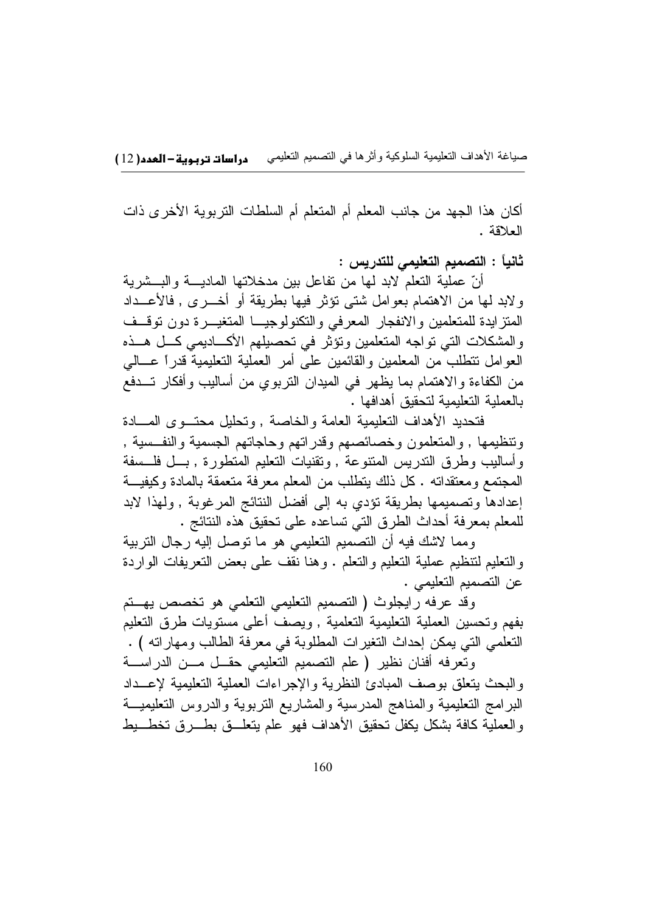أكان هذا الجهد من جانب المعلم أم المتعلم أم السلطات التربوية الأخرى ذات العلاقة .

**ثانياً : التصميم التعليمي للتدريس :**

أنّ عملية التعلم لابد لها من تفاعل بين مدخلاتها المادية والبشرية ولابد لها من الاهتمام بعوامل شتى تؤثر فيها بطريقة أو أخرى , فالأعداد المتزايدة للمتعلمين والانفجار المعرفي والتكنولوجيا المتغيرة دون توقف والمشكلات التي تواجه المتعلمين وتؤثر في تحصيلهم الأكاديمي كل هذه العوامل تتطلب من المعلمين والقائمين على أمر العملية التعليمية قدراً عالي من الكفاءة والاهتمام بما يظهر في الميدان التربوي من أساليب وأفكار تدفع بالعملية التعليمية لتحقيق أهدافها .

فتحديد الأهداف التعليمية العامة والخاصة , وتحليل محتوى المادة وتنظيمها , والمتعلمون وخصائصهم وقدراتهم وحاجاتهم الجسمية والنفسية , وأساليب وطرق التدريس المتنوعة , وتقنيات التعليم المتطورة , بل فلسفة المجتمع ومعتقداته . كل ذلك يتطلب من المعلم معرفة متعمقة بالمادة وكيفية إعدادها وتصميمها بطريقة تؤدي به إلى أفضل النتائج المرغوبة , ولهذا لابد للمعلم بمعرفة أحداث الطرق التي تساعده على تحقيق هذه النتائج .

ومما لاشك فيه أن التصميم التعليمي هو ما توصل إليه رجال التربية والتعليم لتنظيم عملية التعليم والتعلم . وهنا نقف على بعض التعريفات الواردة عن التصميم التعليمي .

وقد عرفه رايجلوث ( التصميم التعليمي التعلمي هو تخصص يهتم بفهم وتحسين العملية التعليمية التعلمية , ويصف أعلى مستويات طرق التعليم التعلمي التي يمكن إحداث التغيرات المطلوبة في معرفة الطالب ومهاراته ) .

وتعرفه أفنان نظير ( علم التصميم التعليمي حقل من الدراسة والبحث يتعلق بوصف المبادئ النظرية والإجراءات العملية التعليمية لإعداد البرامج التعليمية والمناهج المدرسية والمشاريع التربوية والدروس التعليمية والعملية كافة بشكل يكفل تحقيق الأهداف فهو علم يتعلق بطرق تخطيط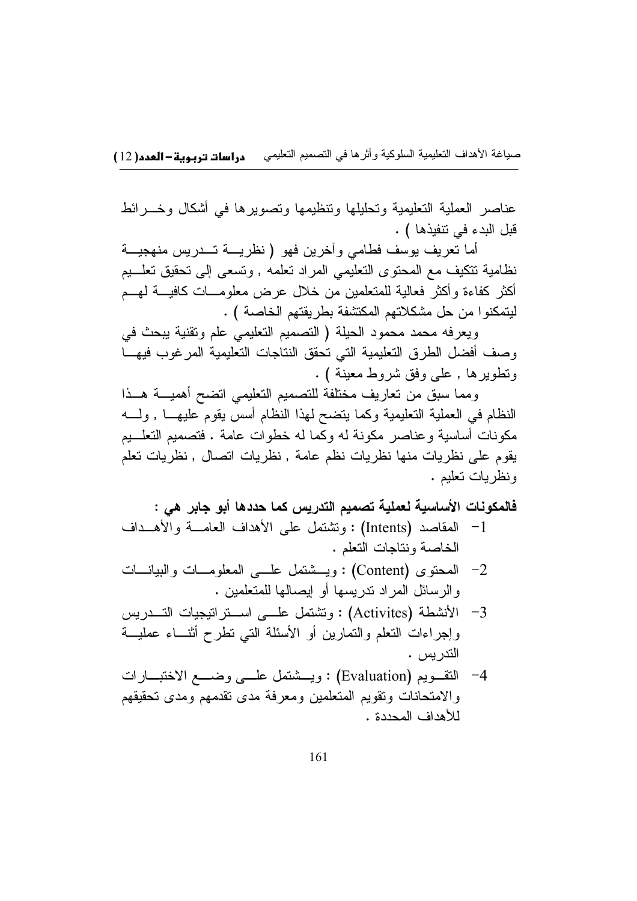عناصر العملية التعليمية وتحليلها وتنظيمها وتصويرها في أشكال وخرائط قبل البدء في تنفيذها ) .

أما تعريف يوسف فطامي وآخرين فهو ( نظرية تدريس منهجية نظامية تتكيف مع المحتوى التعليمي المراد تعلمه , وتسعى إلى تحقيق تعليم أكثر كفاءة وأكثر فعالية للمتعلمين من خلال عرض معلومات كافية لهم ليتمكنوا من حل مشكلاتهم المكتشفة بطريقتهم الخاصة ) .

ويعرفه محمد محمود الحيلة ( التصميم التعليمي علم وتقنية يبحث في وصف أفضل الطرق التعليمية التي تحقق النتاجات التعليمية المرغوب فيها وتطويرها , على وفق شروط معينة ) .

ومما سبق من تعاريف مختلفة للتصميم التعليمي اتضح أهمية هذا النظام في العملية التعليمية وكما يتضح لهذا النظام أسس يقوم عليها , وله مكونات أساسية وعناصر مكونة له وكما له خطوات عامة . فتصميم التعليم يقوم على نظريات منها نظريات نظم عامة , نظريات اتصال , نظريات تعلم ونظريات تعليم .

**فالمكونات الأساسية لعملية تصميم التدريس كما حددها أبو جابر هي :**

1- المقاصد (Intents) : وتشتمل على الأهداف العامة والأهداف الخاصة ونتاجات التعلم .
2- المحتوى (Content) : ويشتمل على المعلومات والبيانات والرسائل المراد تدريسها أو إيصالها للمتعلمين .
3- الأنشطة (Activites) : وتشتمل على استراتيجيات التدريس وإجراءات التعلم والتمارين أو الأسئلة التي تطرح أثناء عملية التدريس .
4- التقويم (Evaluation) : ويشتمل على وضع الاختبارات والامتحانات وتقويم المتعلمين ومعرفة مدى تقدمهم ومدى تحقيقهم للأهداف المحددة .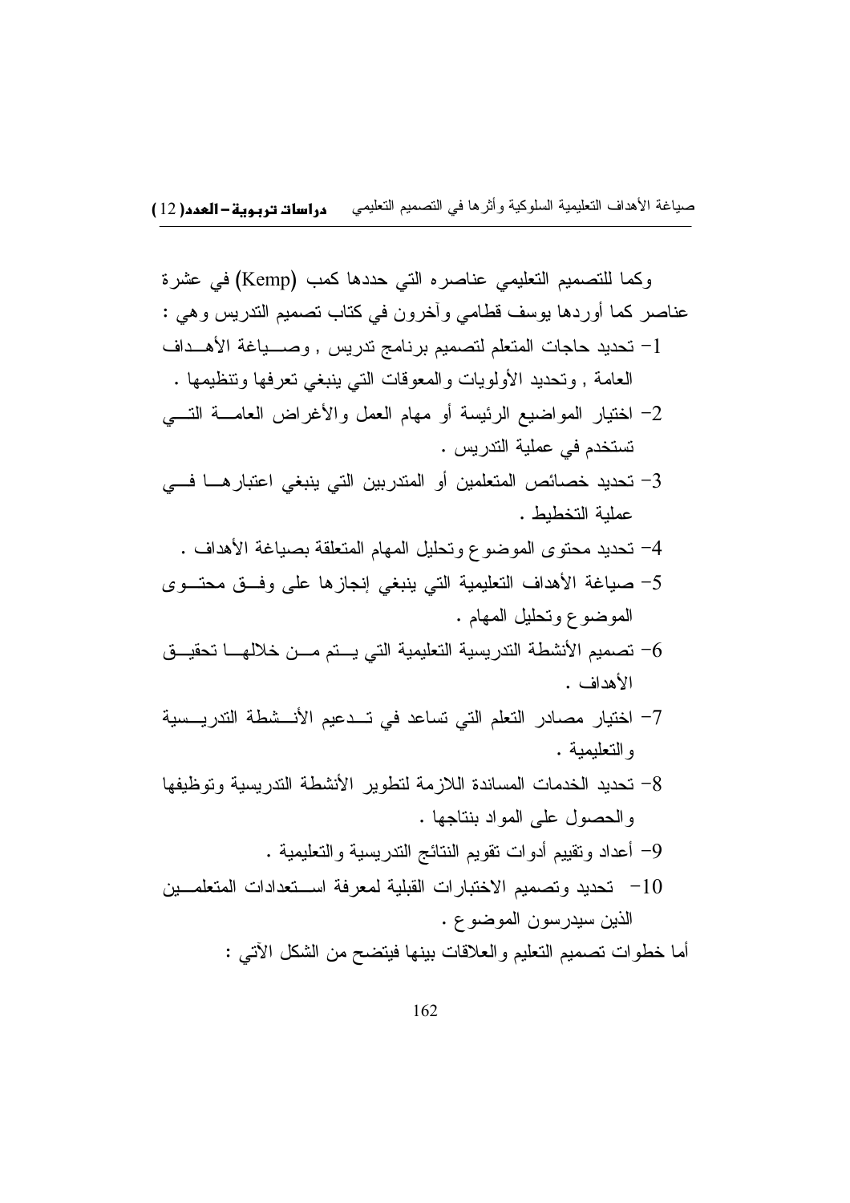وكما للتصميم التعليمي عناصره التي حددها كمب (Kemp) في عشرة عناصر كما أوردها يوسف قطامي وآخرون في كتاب تصميم التدريس وهي :

1- تحديد حاجات المتعلم لتصميم برنامج تدريس , وصياغة الأهداف العامة , وتحديد الأولويات والمعوقات التي ينبغي تعرفها وتنظيمها .
2- اختيار المواضيع الرئيسة أو مهام العمل والأغراض العامة التي تستخدم في عملية التدريس .
3- تحديد خصائص المتعلمين أو المتدربين التي ينبغي اعتبارها في عملية التخطيط .
4- تحديد محتوى الموضوع وتحليل المهام المتعلقة بصياغة الأهداف .
5- صياغة الأهداف التعليمية التي ينبغي إنجازها على وفق محتوى الموضوع وتحليل المهام .
6- تصميم الأنشطة التدريسية التعليمية التي يتم من خلالها تحقيق الأهداف .
7- اختيار مصادر التعلم التي تساعد في تدعيم الأنشطة التدريسية والتعليمية .
8- تحديد الخدمات المساندة اللازمة لتطوير الأنشطة التدريسية وتوظيفها والحصول على المواد بنتاجها .
9- أعداد وتقييم أدوات تقويم النتائج التدريسية والتعليمية .
10- تحديد وتصميم الاختبارات القبلية لمعرفة استعدادات المتعلمين الذين سيدرسون الموضوع .

أما خطوات تصميم التعليم والعلاقات بينها فيتضح من الشكل الآتي :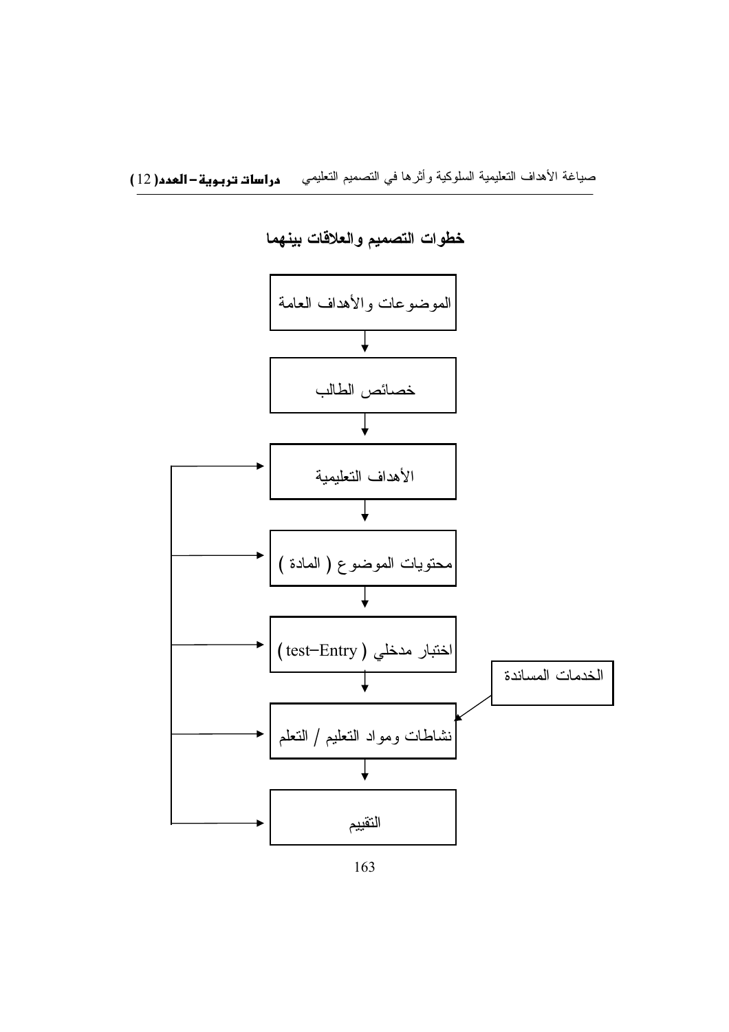**خطوات التصميم والعلاقات بينهما**

الموضوعات والأهداف العامة

↓

خصائص الطالب

↓

الأهداف التعليمية

↓

محتويات الموضوع ( المادة )

↓

اختبار مدخلي ( test–Entry )

↓

نشاطات ومواد التعليم / التعلم ← الخدمات المساندة

↓

التقييم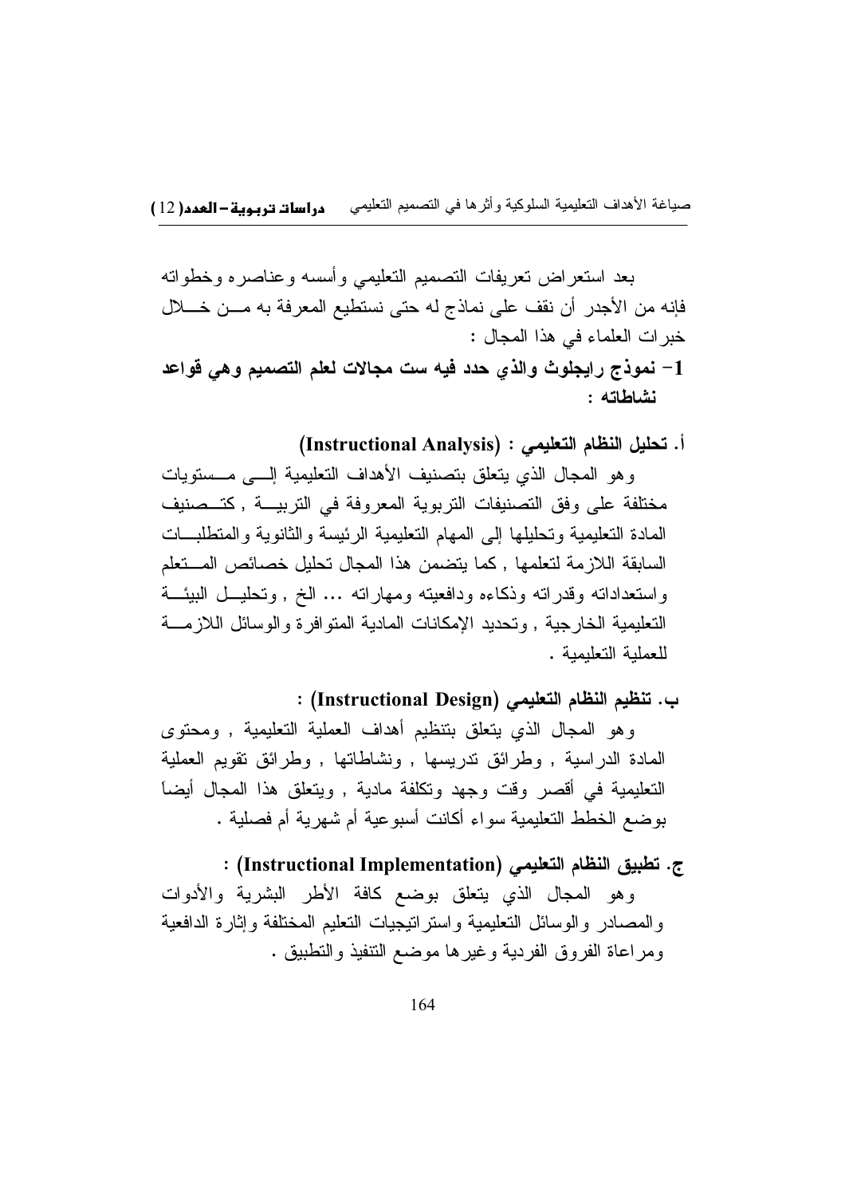بعد استعراض تعريفات التصميم التعليمي وأسسه وعناصره وخطواته فإنه من الأجدر أن نقف على نماذج له حتى نستطيع المعرفة به من خلال خبرات العلماء في هذا المجال :

**1- نموذج رايجلوث والذي حدد فيه ست مجالات لعلم التصميم وهي قواعد نشاطاته :**

**أ. تحليل النظام التعليمي : (Instructional Analysis)**

وهو المجال الذي يتعلق بتصنيف الأهداف التعليمية إلى مستويات مختلفة على وفق التصنيفات التربوية المعروفة في التربية , كتصنيف المادة التعليمية وتحليلها إلى المهام التعليمية الرئيسة والثانوية والمتطلبات السابقة اللازمة لتعلمها , كما يتضمن هذا المجال تحليل خصائص المتعلم واستعداداته وقدراته وذكاءه ودافعيته ومهاراته ... الخ , وتحليل البيئة التعليمية الخارجية , وتحديد الإمكانات المادية المتوافرة والوسائل اللازمة للعملية التعليمية .

**ب. تنظيم النظام التعليمي (Instructional Design) :**

وهو المجال الذي يتعلق بتنظيم أهداف العملية التعليمية , ومحتوى المادة الدراسية , وطرائق تدريسها , ونشاطاتها , وطرائق تقويم العملية التعليمية في أقصر وقت وجهد وتكلفة مادية , ويتعلق هذا المجال أيضاً بوضع الخطط التعليمية سواء أكانت أسبوعية أم شهرية أم فصلية .

**ج. تطبيق النظام التعليمي (Instructional Implementation) :**

وهو المجال الذي يتعلق بوضع كافة الأطر البشرية والأدوات والمصادر والوسائل التعليمية واستراتيجيات التعليم المختلفة وإثارة الدافعية ومراعاة الفروق الفردية وغيرها موضع التنفيذ والتطبيق .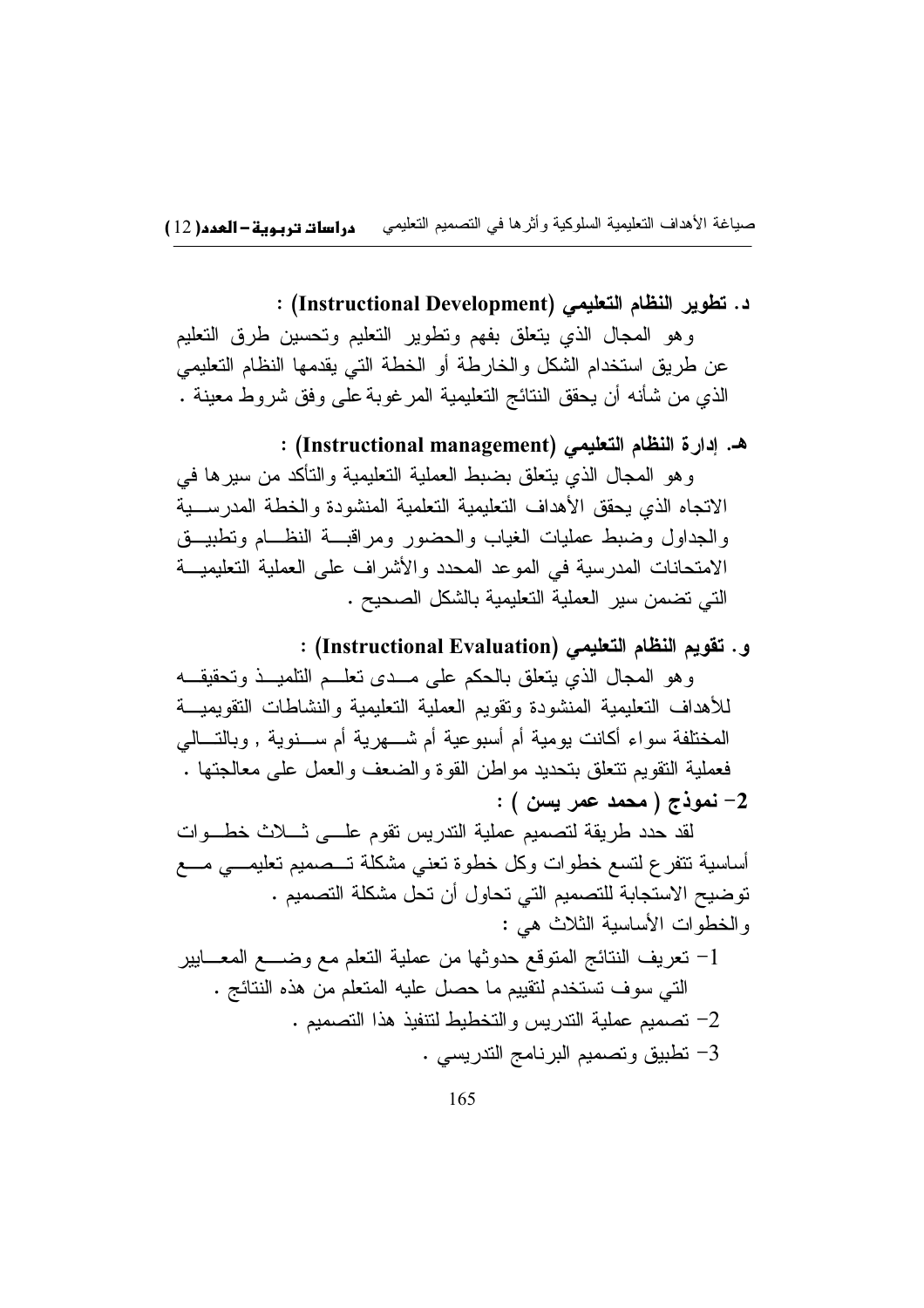**د. تطوير النظام التعليمي (Instructional Development) :**

وهو المجال الذي يتعلق بفهم وتطوير التعليم وتحسين طرق التعليم عن طريق استخدام الشكل والخارطة أو الخطة التي يقدمها النظام التعليمي الذي من شأنه أن يحقق النتائج التعليمية المرغوبة على وفق شروط معينة .

**هـ. إدارة النظام التعليمي (Instructional management) :**

وهو المجال الذي يتعلق بضبط العملية التعليمية والتأكد من سيرها في الاتجاه الذي يحقق الأهداف التعليمية التعلمية المنشودة والخطة المدرسية والجداول وضبط عمليات الغياب والحضور ومراقبة النظام وتطبيق الامتحانات المدرسية في الموعد المحدد والأشراف على العملية التعليمية التي تضمن سير العملية التعليمية بالشكل الصحيح .

**و. تقويم النظام التعليمي (Instructional Evaluation) :**

وهو المجال الذي يتعلق بالحكم على مدى تعلم التلميذ وتحقيقه للأهداف التعليمية المنشودة وتقويم العملية التعليمية والنشاطات التقويمية المختلفة سواء أكانت يومية أم أسبوعية أم شهرية أم سنوية , وبالتالي فعملية التقويم تتعلق بتحديد مواطن القوة والضعف والعمل على معالجتها .

**2- نموذج ( محمد عمر يسن ) :**

لقد حدد طريقة لتصميم عملية التدريس تقوم على ثلاث خطوات أساسية تتفرع لتسع خطوات وكل خطوة تعني مشكلة تصميم تعليمي مع توضيح الاستجابة للتصميم التي تحاول أن تحل مشكلة التصميم .

والخطوات الأساسية الثلاث هي :

1- تعريف النتائج المتوقع حدوثها من عملية التعلم مع وضع المعايير التي سوف تستخدم لتقييم ما حصل عليه المتعلم من هذه النتائج .

2- تصميم عملية التدريس والتخطيط لتنفيذ هذا التصميم .

3- تطبيق وتصميم البرنامج التدريسي .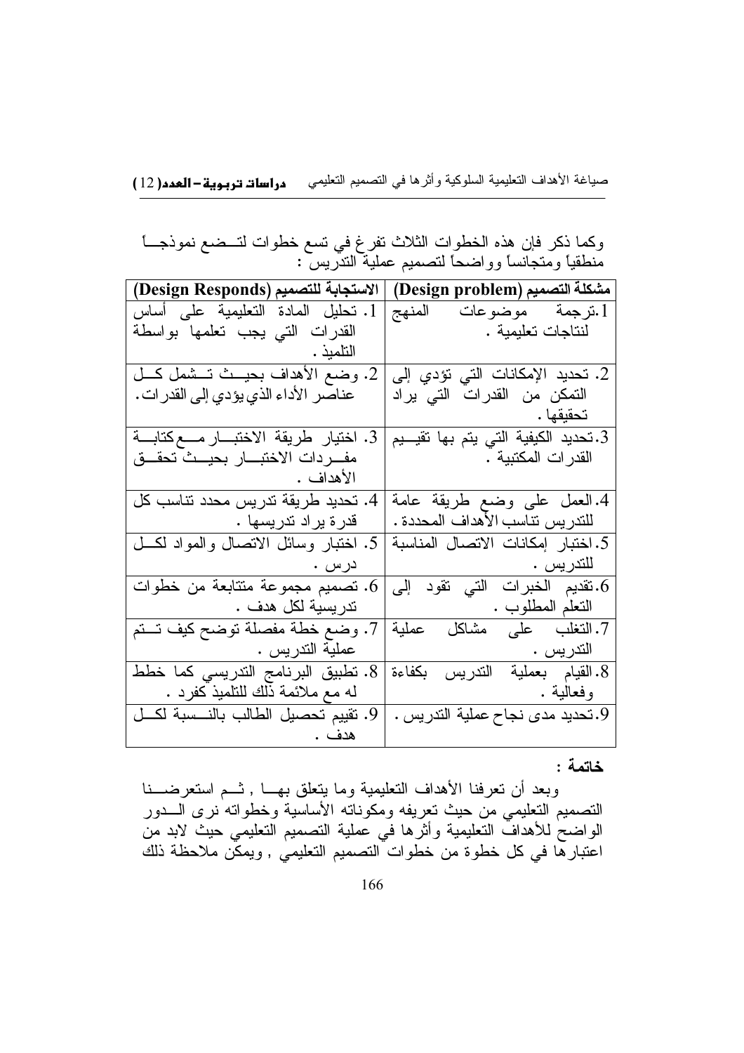وكما ذكر فإن هذه الخطوات الثلاث تفرغ في تسع خطوات لتضع نموذجاً منطقياً ومتجانساً وواضحاً لتصميم عملية التدريس :

| مشكلة التصميم (Design problem) | الاستجابة للتصميم (Design Responds) |
|---|---|
| 1.ترجمة موضوعات المنهج لنتاجات تعليمية . | 1. تحليل المادة التعليمية على أساس القدرات التي يجب تعلمها بواسطة التلميذ . |
| 2. تحديد الإمكانات التي تؤدي إلى التمكن من القدرات التي يراد تحقيقها . | 2. وضع الأهداف بحيث تشمل كل عناصر الأداء الذي يؤدي إلى القدرات. |
| 3.تحديد الكيفية التي يتم بها تقييم القدرات المكتبية . | 3. اختيار طريقة الاختبار مع كتابة مفردات الاختبار بحيث تحقق الأهداف . |
| 4.العمل على وضع طريقة عامة للتدريس تناسب الأهداف المحددة . | 4. تحديد طريقة تدريس محدد تناسب كل قدرة يراد تدريسها . |
| 5.اختيار إمكانات الاتصال المناسبة للتدريس . | 5. اختيار وسائل الاتصال والمواد لكل درس . |
| 6.تقديم الخبرات التي تقود إلى التعلم المطلوب . | 6. تصميم مجموعة متتابعة من خطوات تدريسية لكل هدف . |
| 7.التغلب على مشاكل عملية التدريس . | 7. وضع خطة مفصلة توضح كيف تتم عملية التدريس . |
| 8.القيام بعملية التدريس بكفاءة وفعالية . | 8. تطبيق البرنامج التدريسي كما خطط له مع ملائمة ذلك للتلميذ كفرد . |
| 9.تحديد مدى نجاح عملية التدريس . | 9. تقييم تحصيل الطالب بالنسبة لكل هدف . |

**خاتمة :**

وبعد أن تعرفنا الأهداف التعليمية وما يتعلق بها , ثم استعرضنا التصميم التعليمي من حيث تعريفه ومكوناته الأساسية وخطواته نرى الدور الواضح للأهداف التعليمية وأثرها في عملية التصميم التعليمي حيث لابد من اعتبارها في كل خطوة من خطوات التصميم التعليمي , ويمكن ملاحظة ذلك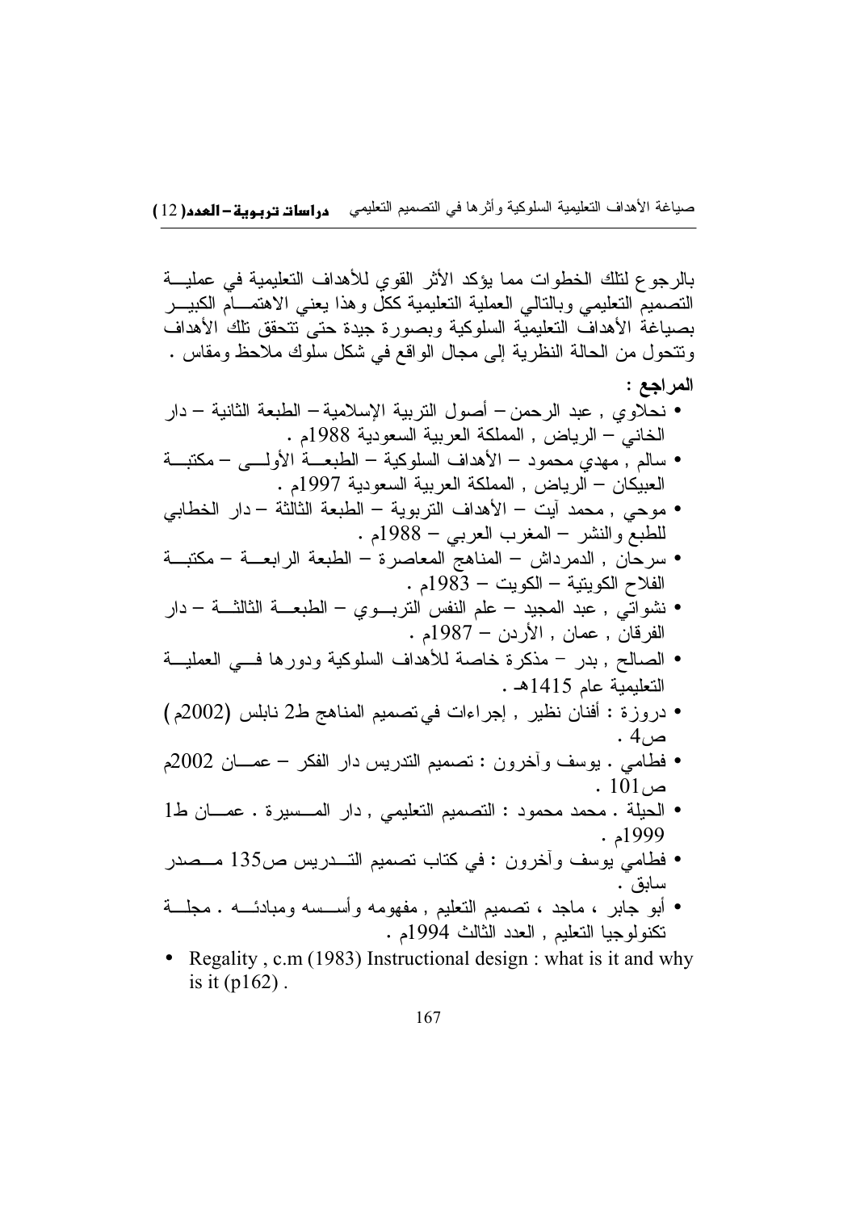بالرجوع لتلك الخطوات مما يؤكد الأثر القوي للأهداف التعليمية في عملية التصميم التعليمي وبالتالي العملية التعليمية ككل وهذا يعني الاهتمام الكبير بصياغة الأهداف التعليمية السلوكية وبصورة جيدة حتى تتحقق تلك الأهداف وتتحول من الحالة النظرية إلى مجال الواقع في شكل سلوك ملاحظ ومقاس .

**المراجع :**

- نحلاوي , عبد الرحمن – أصول التربية الإسلامية – الطبعة الثانية – دار الخاني – الرياض , المملكة العربية السعودية 1988م .
- سالم , مهدي محمود – الأهداف السلوكية – الطبعة الأولى – مكتبة العبيكان – الرياض , المملكة العربية السعودية 1997م .
- موحي , محمد آيت – الأهداف التربوية – الطبعة الثالثة – دار الخطابي للطبع والنشر – المغرب العربي – 1988م .
- سرحان , الدمرداش – المناهج المعاصرة – الطبعة الرابعة – مكتبة الفلاح الكويتية – الكويت – 1983م .
- نشواتي , عبد المجيد – علم النفس التربوي – الطبعة الثالثة – دار الفرقان , عمان , الأردن – 1987م .
- الصالح , بدر – مذكرة خاصة للأهداف السلوكية ودورها في العملية التعليمية عام 1415هـ .
- دروزة : أفنان نظير , إجراءات في تصميم المناهج ط2 نابلس (2002م) ص4 .
- قطامي . يوسف وآخرون : تصميم التدريس دار الفكر – عمان 2002م ص101 .
- الحيلة . محمد محمود : التصميم التعليمي , دار المسيرة . عمان ط1 1999م .
- قطامي يوسف وآخرون : في كتاب تصميم التدريس ص135 مصدر سابق .
- أبو جابر ، ماجد ، تصميم التعليم , مفهومه وأسسه ومبادئه . مجلة تكنولوجيا التعليم , العدد الثالث 1994م .
- Regality , c.m (1983) Instructional design : what is it and why is it (p162) .